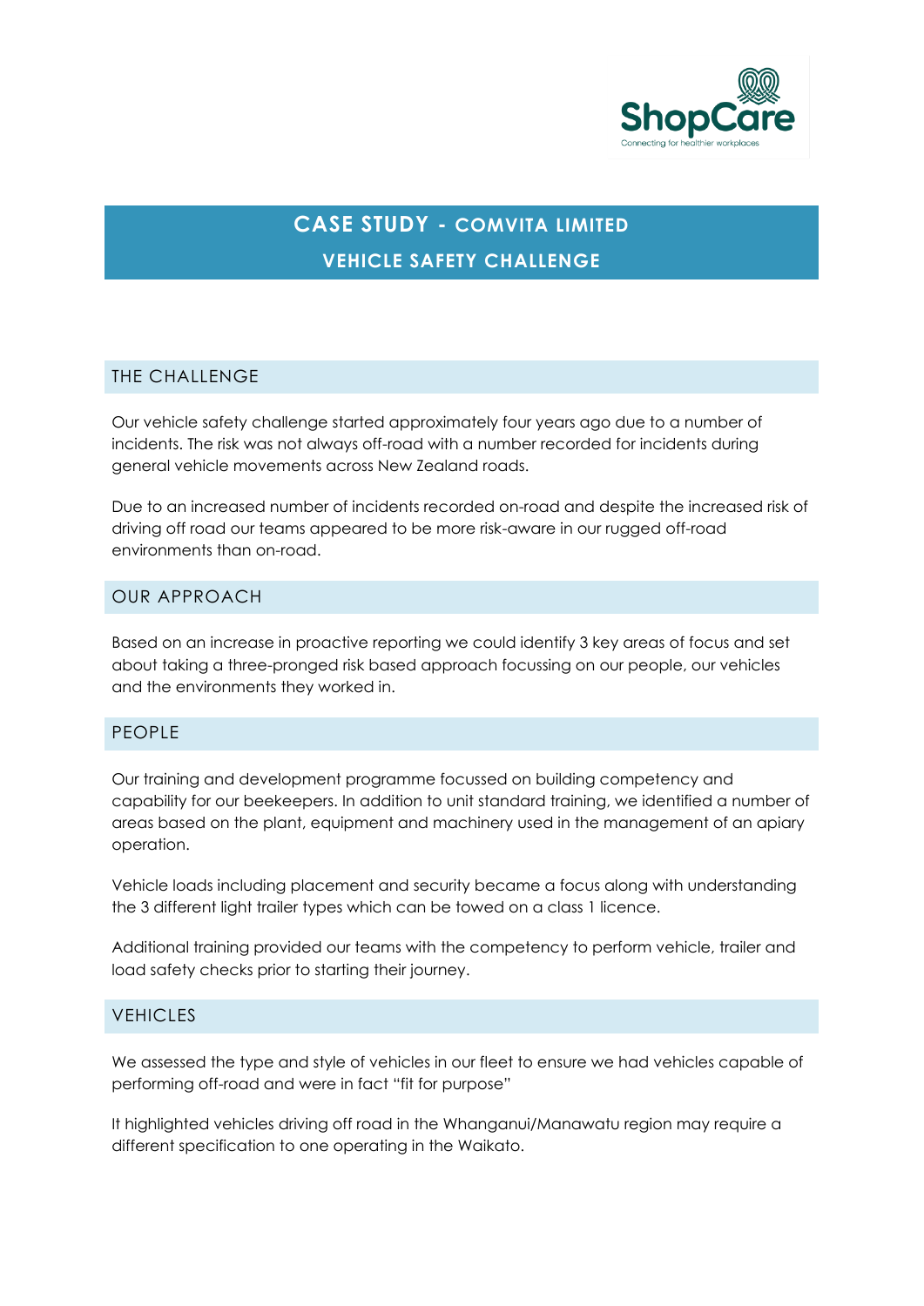ShopCare

Connecting for healthier workplaces

# CASE STUDY - COMVITA LIMITED

## VEHICLE SAFETY CHALLENGE

### THE CHALLENGE

Our vehicle safety challenge started approximately four years ago due to a number of incidents. The risk was not always off-road with a number recorded for incidents during general vehicle movements across New Zealand roads.

Due to an increased number of incidents recorded on-road and despite the increased risk of driving off road our teams appeared to be more risk-aware in our rugged off-road environments than on-road.

### OUR APPROACH

Based on an increase in proactive reporting we could identify 3 key areas of focus and set about taking a three-pronged risk based approach focussing on our people, our vehicles and the environments they worked in.

### PEOPLE

Our training and development programme focussed on building competency and capability for our beekeepers. In addition to unit standard training, we identified a number of areas based on the plant, equipment and machinery used in the management of an apiary operation.

Vehicle loads including placement and security became a focus along with understanding the 3 different light trailer types which can be towed on a class 1 licence.

Additional training provided our teams with the competency to perform vehicle, trailer and load safety checks prior to starting their journey.

### VEHICLES

We assessed the type and style of vehicles in our fleet to ensure we had vehicles capable of performing off-road and were in fact "fit for purpose"

It highlighted vehicles driving off road in the Whanganui/Manawatu region may require a different specification to one operating in the Waikato.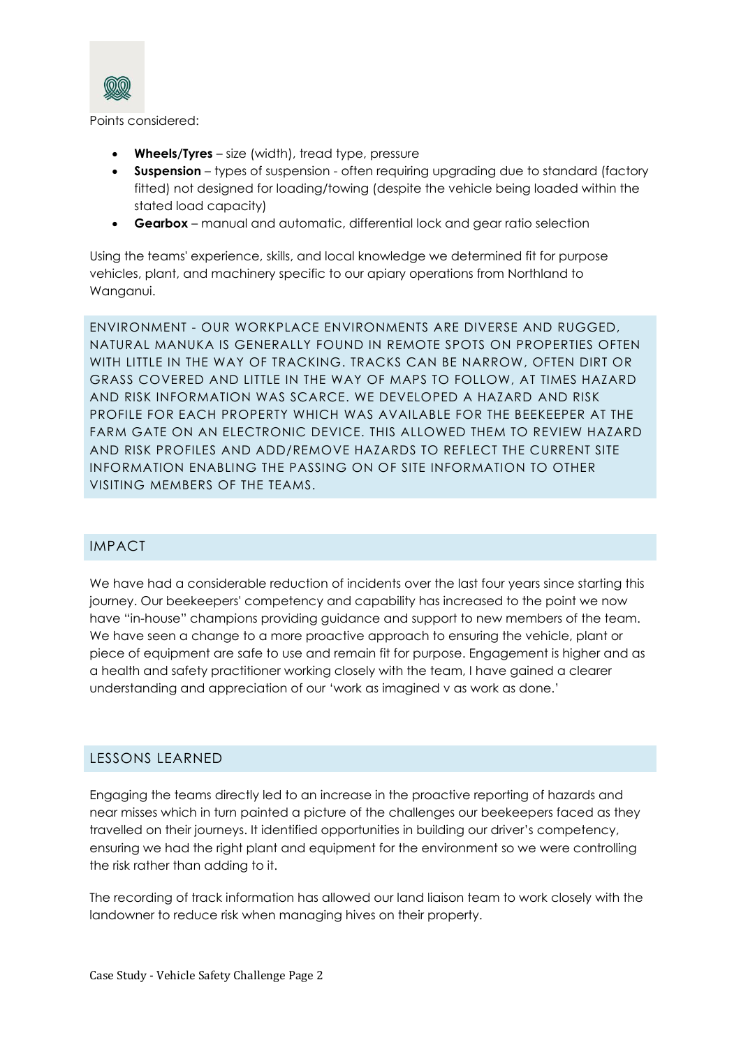Points considered:

- **Wheels/Tyres** – size (width), tread type, pressure
- **Suspension** – types of suspension - often requiring upgrading due to standard (factory fitted) not designed for loading/towing (despite the vehicle being loaded within the stated load capacity)
- **Gearbox** – manual and automatic, differential lock and gear ratio selection

Using the teams' experience, skills, and local knowledge we determined fit for purpose vehicles, plant, and machinery specific to our apiary operations from Northland to Wanganui.

ENVIRONMENT - OUR WORKPLACE ENVIRONMENTS ARE DIVERSE AND RUGGED, NATURAL MANUKA IS GENERALLY FOUND IN REMOTE SPOTS ON PROPERTIES OFTEN WITH LITTLE IN THE WAY OF TRACKING. TRACKS CAN BE NARROW, OFTEN DIRT OR GRASS COVERED AND LITTLE IN THE WAY OF MAPS TO FOLLOW, AT TIMES HAZARD AND RISK INFORMATION WAS SCARCE. WE DEVELOPED A HAZARD AND RISK PROFILE FOR EACH PROPERTY WHICH WAS AVAILABLE FOR THE BEEKEEPER AT THE FARM GATE ON AN ELECTRONIC DEVICE. THIS ALLOWED THEM TO REVIEW HAZARD AND RISK PROFILES AND ADD/REMOVE HAZARDS TO REFLECT THE CURRENT SITE INFORMATION ENABLING THE PASSING ON OF SITE INFORMATION TO OTHER VISITING MEMBERS OF THE TEAMS.

## IMPACT

We have had a considerable reduction of incidents over the last four years since starting this journey. Our beekeepers' competency and capability has increased to the point we now have "in-house" champions providing guidance and support to new members of the team. We have seen a change to a more proactive approach to ensuring the vehicle, plant or piece of equipment are safe to use and remain fit for purpose. Engagement is higher and as a health and safety practitioner working closely with the team, I have gained a clearer understanding and appreciation of our 'work as imagined v as work as done.'

## LESSONS LEARNED

Engaging the teams directly led to an increase in the proactive reporting of hazards and near misses which in turn painted a picture of the challenges our beekeepers faced as they travelled on their journeys. It identified opportunities in building our driver's competency, ensuring we had the right plant and equipment for the environment so we were controlling the risk rather than adding to it.

The recording of track information has allowed our land liaison team to work closely with the landowner to reduce risk when managing hives on their property.